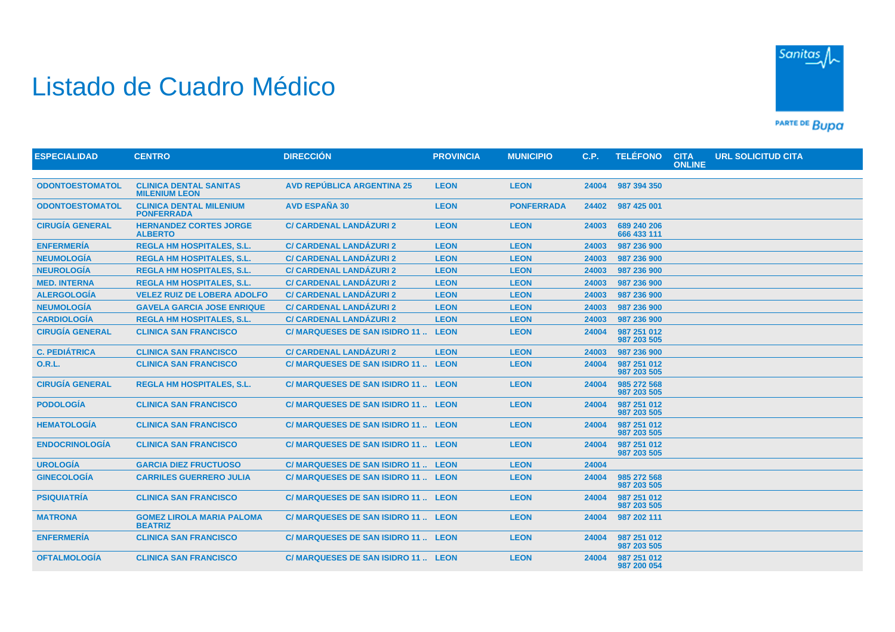# Listado de Cuadro Médico

| ESPECIALIDAD | CENTRO | DIRECCIÓN | PROVINCIA | MUNICIPIO | C.P. | TELÉFONO | CITA ONLINE | URL SOLICITUD CITA |
|---|---|---|---|---|---|---|---|---|
| ODONTOESTOMATOL | CLINICA DENTAL SANITAS MILENIUM LEON | AVD REPÚBLICA ARGENTINA 25 | LEON | LEON | 24004 | 987 394 350 | | |
| ODONTOESTOMATOL | CLINICA DENTAL MILENIUM PONFERRADA | AVD ESPAÑA 30 | LEON | PONFERRADA | 24402 | 987 425 001 | | |
| CIRUGÍA GENERAL | HERNANDEZ CORTES JORGE ALBERTO | C/ CARDENAL LANDÁZURI 2 | LEON | LEON | 24003 | 689 240 206 666 433 111 | | |
| ENFERMERÍA | REGLA HM HOSPITALES, S.L. | C/ CARDENAL LANDÁZURI 2 | LEON | LEON | 24003 | 987 236 900 | | |
| NEUMOLOGÍA | REGLA HM HOSPITALES, S.L. | C/ CARDENAL LANDÁZURI 2 | LEON | LEON | 24003 | 987 236 900 | | |
| NEUROLOGÍA | REGLA HM HOSPITALES, S.L. | C/ CARDENAL LANDÁZURI 2 | LEON | LEON | 24003 | 987 236 900 | | |
| MED. INTERNA | REGLA HM HOSPITALES, S.L. | C/ CARDENAL LANDÁZURI 2 | LEON | LEON | 24003 | 987 236 900 | | |
| ALERGOLOGÍA | VELEZ RUIZ DE LOBERA ADOLFO | C/ CARDENAL LANDÁZURI 2 | LEON | LEON | 24003 | 987 236 900 | | |
| NEUMOLOGÍA | GAVELA GARCIA JOSE ENRIQUE | C/ CARDENAL LANDÁZURI 2 | LEON | LEON | 24003 | 987 236 900 | | |
| CARDIOLOGÍA | REGLA HM HOSPITALES, S.L. | C/ CARDENAL LANDÁZURI 2 | LEON | LEON | 24003 | 987 236 900 | | |
| CIRUGÍA GENERAL | CLINICA SAN FRANCISCO | C/ MARQUESES DE SAN ISIDRO 11 .. | LEON | LEON | 24004 | 987 251 012 987 203 505 | | |
| C. PEDIÁTRICA | CLINICA SAN FRANCISCO | C/ CARDENAL LANDÁZURI 2 | LEON | LEON | 24003 | 987 236 900 | | |
| O.R.L. | CLINICA SAN FRANCISCO | C/ MARQUESES DE SAN ISIDRO 11 .. | LEON | LEON | 24004 | 987 251 012 987 203 505 | | |
| CIRUGÍA GENERAL | REGLA HM HOSPITALES, S.L. | C/ MARQUESES DE SAN ISIDRO 11 .. | LEON | LEON | 24004 | 985 272 568 987 203 505 | | |
| PODOLOGÍA | CLINICA SAN FRANCISCO | C/ MARQUESES DE SAN ISIDRO 11 .. | LEON | LEON | 24004 | 987 251 012 987 203 505 | | |
| HEMATOLOGÍA | CLINICA SAN FRANCISCO | C/ MARQUESES DE SAN ISIDRO 11 .. | LEON | LEON | 24004 | 987 251 012 987 203 505 | | |
| ENDOCRINOLOGÍA | CLINICA SAN FRANCISCO | C/ MARQUESES DE SAN ISIDRO 11 .. | LEON | LEON | 24004 | 987 251 012 987 203 505 | | |
| UROLOGÍA | GARCIA DIEZ FRUCTUOSO | C/ MARQUESES DE SAN ISIDRO 11 .. | LEON | LEON | 24004 | | | |
| GINECOLOGÍA | CARRILES GUERRERO JULIA | C/ MARQUESES DE SAN ISIDRO 11 .. | LEON | LEON | 24004 | 985 272 568 987 203 505 | | |
| PSIQUIATRÍA | CLINICA SAN FRANCISCO | C/ MARQUESES DE SAN ISIDRO 11 .. | LEON | LEON | 24004 | 987 251 012 987 203 505 | | |
| MATRONA | GOMEZ LIROLA MARIA PALOMA BEATRIZ | C/ MARQUESES DE SAN ISIDRO 11 .. | LEON | LEON | 24004 | 987 202 111 | | |
| ENFERMERÍA | CLINICA SAN FRANCISCO | C/ MARQUESES DE SAN ISIDRO 11 .. | LEON | LEON | 24004 | 987 251 012 987 203 505 | | |
| OFTALMOLOGÍA | CLINICA SAN FRANCISCO | C/ MARQUESES DE SAN ISIDRO 11 .. | LEON | LEON | 24004 | 987 251 012 987 200 054 | | |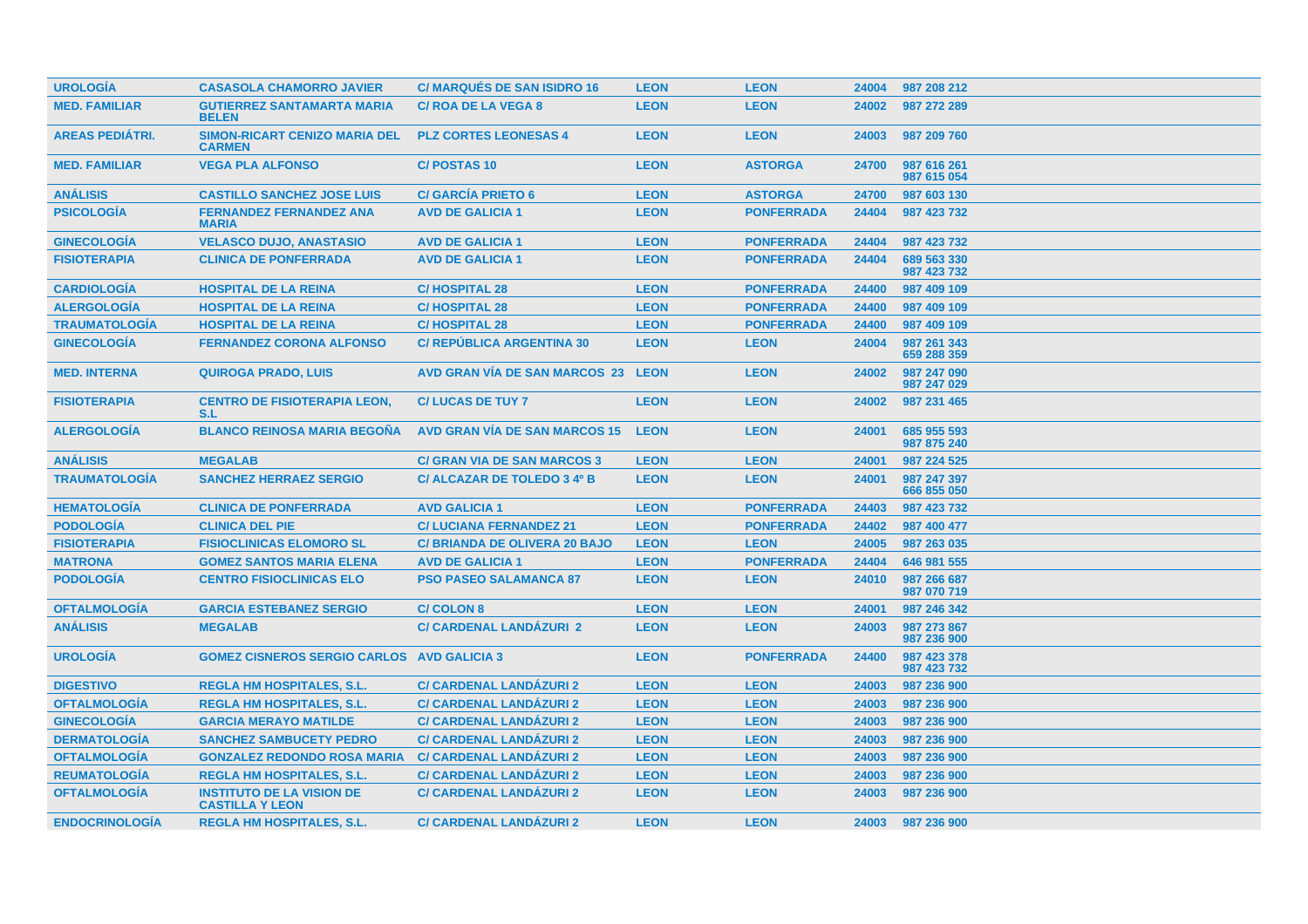| | | | | | | |
|---|---|---|---|---|---|---|
| UROLOGÍA | CASASOLA CHAMORRO JAVIER | C/ MARQUÉS DE SAN ISIDRO 16 | LEON | LEON | 24004 | 987 208 212 |
| MED. FAMILIAR | GUTIERREZ SANTAMARTA MARIA BELEN | C/ ROA DE LA VEGA 8 | LEON | LEON | 24002 | 987 272 289 |
| AREAS PEDIÁTRI. | SIMON-RICART CENIZO MARIA DEL CARMEN | PLZ CORTES LEONESAS 4 | LEON | LEON | 24003 | 987 209 760 |
| MED. FAMILIAR | VEGA PLA ALFONSO | C/ POSTAS 10 | LEON | ASTORGA | 24700 | 987 616 261 987 615 054 |
| ANÁLISIS | CASTILLO SANCHEZ JOSE LUIS | C/ GARCÍA PRIETO 6 | LEON | ASTORGA | 24700 | 987 603 130 |
| PSICOLOGÍA | FERNANDEZ FERNANDEZ ANA MARIA | AVD DE GALICIA 1 | LEON | PONFERRADA | 24404 | 987 423 732 |
| GINECOLOGÍA | VELASCO DUJO, ANASTASIO | AVD DE GALICIA 1 | LEON | PONFERRADA | 24404 | 987 423 732 |
| FISIOTERAPIA | CLINICA DE PONFERRADA | AVD DE GALICIA 1 | LEON | PONFERRADA | 24404 | 689 563 330 987 423 732 |
| CARDIOLOGÍA | HOSPITAL DE LA REINA | C/ HOSPITAL 28 | LEON | PONFERRADA | 24400 | 987 409 109 |
| ALERGOLOGÍA | HOSPITAL DE LA REINA | C/ HOSPITAL 28 | LEON | PONFERRADA | 24400 | 987 409 109 |
| TRAUMATOLOGÍA | HOSPITAL DE LA REINA | C/ HOSPITAL 28 | LEON | PONFERRADA | 24400 | 987 409 109 |
| GINECOLOGÍA | FERNANDEZ CORONA ALFONSO | C/ REPÚBLICA ARGENTINA 30 | LEON | LEON | 24004 | 987 261 343 659 288 359 |
| MED. INTERNA | QUIROGA PRADO, LUIS | AVD GRAN VÍA DE SAN MARCOS 23 | LEON | LEON | 24002 | 987 247 090 987 247 029 |
| FISIOTERAPIA | CENTRO DE FISIOTERAPIA LEON, S.L | C/ LUCAS DE TUY 7 | LEON | LEON | 24002 | 987 231 465 |
| ALERGOLOGÍA | BLANCO REINOSA MARIA BEGOÑA | AVD GRAN VÍA DE SAN MARCOS 15 | LEON | LEON | 24001 | 685 955 593 987 875 240 |
| ANÁLISIS | MEGALAB | C/ GRAN VIA DE SAN MARCOS 3 | LEON | LEON | 24001 | 987 224 525 |
| TRAUMATOLOGÍA | SANCHEZ HERRAEZ SERGIO | C/ ALCAZAR DE TOLEDO 3 4º B | LEON | LEON | 24001 | 987 247 397 666 855 050 |
| HEMATOLOGÍA | CLINICA DE PONFERRADA | AVD GALICIA 1 | LEON | PONFERRADA | 24403 | 987 423 732 |
| PODOLOGÍA | CLINICA DEL PIE | C/ LUCIANA FERNANDEZ 21 | LEON | PONFERRADA | 24402 | 987 400 477 |
| FISIOTERAPIA | FISIOCLINICAS ELOMORO SL | C/ BRIANDA DE OLIVERA 20 BAJO | LEON | LEON | 24005 | 987 263 035 |
| MATRONA | GOMEZ SANTOS MARIA ELENA | AVD DE GALICIA 1 | LEON | PONFERRADA | 24404 | 646 981 555 |
| PODOLOGÍA | CENTRO FISIOCLINICAS ELO | PSO PASEO SALAMANCA 87 | LEON | LEON | 24010 | 987 266 687 987 070 719 |
| OFTALMOLOGÍA | GARCIA ESTEBANEZ SERGIO | C/ COLON 8 | LEON | LEON | 24001 | 987 246 342 |
| ANÁLISIS | MEGALAB | C/ CARDENAL LANDÁZURI 2 | LEON | LEON | 24003 | 987 273 867 987 236 900 |
| UROLOGÍA | GOMEZ CISNEROS SERGIO CARLOS | AVD GALICIA 3 | LEON | PONFERRADA | 24400 | 987 423 378 987 423 732 |
| DIGESTIVO | REGLA HM HOSPITALES, S.L. | C/ CARDENAL LANDÁZURI 2 | LEON | LEON | 24003 | 987 236 900 |
| OFTALMOLOGÍA | REGLA HM HOSPITALES, S.L. | C/ CARDENAL LANDÁZURI 2 | LEON | LEON | 24003 | 987 236 900 |
| GINECOLOGÍA | GARCIA MERAYO MATILDE | C/ CARDENAL LANDÁZURI 2 | LEON | LEON | 24003 | 987 236 900 |
| DERMATOLOGÍA | SANCHEZ SAMBUCETY PEDRO | C/ CARDENAL LANDÁZURI 2 | LEON | LEON | 24003 | 987 236 900 |
| OFTALMOLOGÍA | GONZALEZ REDONDO ROSA MARIA | C/ CARDENAL LANDÁZURI 2 | LEON | LEON | 24003 | 987 236 900 |
| REUMATOLOGÍA | REGLA HM HOSPITALES, S.L. | C/ CARDENAL LANDÁZURI 2 | LEON | LEON | 24003 | 987 236 900 |
| OFTALMOLOGÍA | INSTITUTO DE LA VISION DE CASTILLA Y LEON | C/ CARDENAL LANDÁZURI 2 | LEON | LEON | 24003 | 987 236 900 |
| ENDOCRINOLOGÍA | REGLA HM HOSPITALES, S.L. | C/ CARDENAL LANDÁZURI 2 | LEON | LEON | 24003 | 987 236 900 |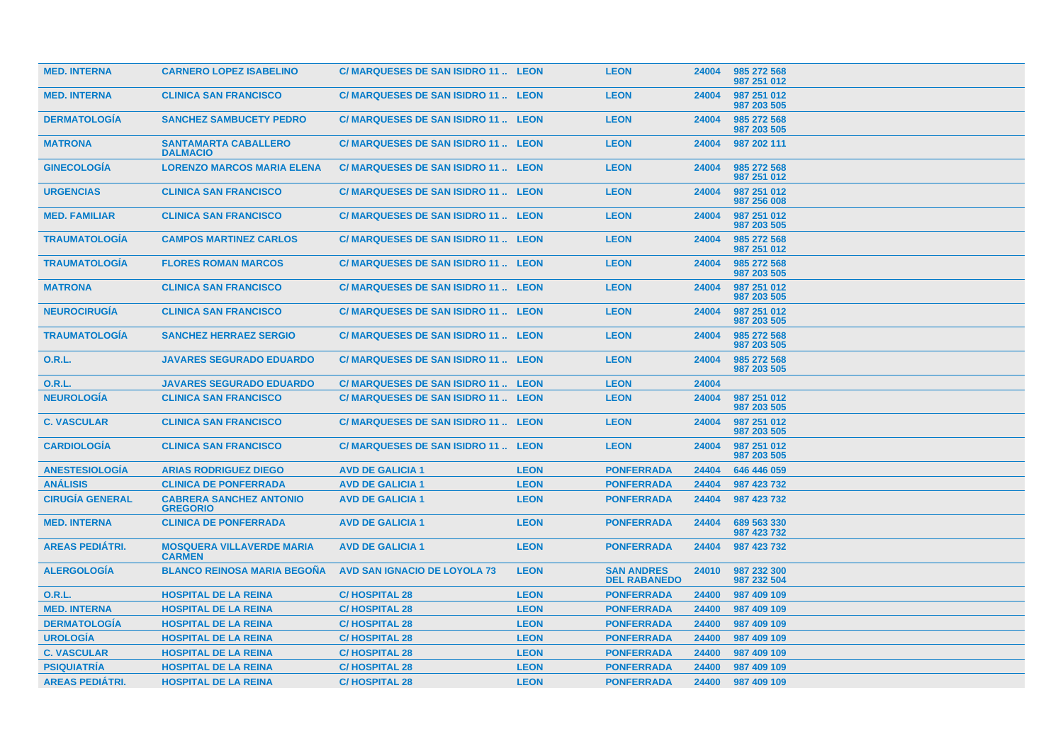| | | | | | | |
|---|---|---|---|---|---|---|
| MED. INTERNA | CARNERO LOPEZ ISABELINO | C/ MARQUESES DE SAN ISIDRO 11 .. | LEON | LEON | 24004 | 985 272 568 987 251 012 |
| MED. INTERNA | CLINICA SAN FRANCISCO | C/ MARQUESES DE SAN ISIDRO 11 .. | LEON | LEON | 24004 | 987 251 012 987 203 505 |
| DERMATOLOGÍA | SANCHEZ SAMBUCETY PEDRO | C/ MARQUESES DE SAN ISIDRO 11 .. | LEON | LEON | 24004 | 985 272 568 987 203 505 |
| MATRONA | SANTAMARTA CABALLERO DALMACIO | C/ MARQUESES DE SAN ISIDRO 11 .. | LEON | LEON | 24004 | 987 202 111 |
| GINECOLOGÍA | LORENZO MARCOS MARIA ELENA | C/ MARQUESES DE SAN ISIDRO 11 .. | LEON | LEON | 24004 | 985 272 568 987 251 012 |
| URGENCIAS | CLINICA SAN FRANCISCO | C/ MARQUESES DE SAN ISIDRO 11 .. | LEON | LEON | 24004 | 987 251 012 987 256 008 |
| MED. FAMILIAR | CLINICA SAN FRANCISCO | C/ MARQUESES DE SAN ISIDRO 11 .. | LEON | LEON | 24004 | 987 251 012 987 203 505 |
| TRAUMATOLOGÍA | CAMPOS MARTINEZ CARLOS | C/ MARQUESES DE SAN ISIDRO 11 .. | LEON | LEON | 24004 | 985 272 568 987 251 012 |
| TRAUMATOLOGÍA | FLORES ROMAN MARCOS | C/ MARQUESES DE SAN ISIDRO 11 .. | LEON | LEON | 24004 | 985 272 568 987 203 505 |
| MATRONA | CLINICA SAN FRANCISCO | C/ MARQUESES DE SAN ISIDRO 11 .. | LEON | LEON | 24004 | 987 251 012 987 203 505 |
| NEUROCIRUGÍA | CLINICA SAN FRANCISCO | C/ MARQUESES DE SAN ISIDRO 11 .. | LEON | LEON | 24004 | 987 251 012 987 203 505 |
| TRAUMATOLOGÍA | SANCHEZ HERRAEZ SERGIO | C/ MARQUESES DE SAN ISIDRO 11 .. | LEON | LEON | 24004 | 985 272 568 987 203 505 |
| O.R.L. | JAVARES SEGURADO EDUARDO | C/ MARQUESES DE SAN ISIDRO 11 .. | LEON | LEON | 24004 | 985 272 568 987 203 505 |
| O.R.L. | JAVARES SEGURADO EDUARDO | C/ MARQUESES DE SAN ISIDRO 11 .. | LEON | LEON | 24004 | |
| NEUROLOGÍA | CLINICA SAN FRANCISCO | C/ MARQUESES DE SAN ISIDRO 11 .. | LEON | LEON | 24004 | 987 251 012 987 203 505 |
| C. VASCULAR | CLINICA SAN FRANCISCO | C/ MARQUESES DE SAN ISIDRO 11 .. | LEON | LEON | 24004 | 987 251 012 987 203 505 |
| CARDIOLOGÍA | CLINICA SAN FRANCISCO | C/ MARQUESES DE SAN ISIDRO 11 .. | LEON | LEON | 24004 | 987 251 012 987 203 505 |
| ANESTESIOLOGÍA | ARIAS RODRIGUEZ DIEGO | AVD DE GALICIA 1 | LEON | PONFERRADA | 24404 | 646 446 059 |
| ANÁLISIS | CLINICA DE PONFERRADA | AVD DE GALICIA 1 | LEON | PONFERRADA | 24404 | 987 423 732 |
| CIRUGÍA GENERAL | CABRERA SANCHEZ ANTONIO GREGORIO | AVD DE GALICIA 1 | LEON | PONFERRADA | 24404 | 987 423 732 |
| MED. INTERNA | CLINICA DE PONFERRADA | AVD DE GALICIA 1 | LEON | PONFERRADA | 24404 | 689 563 330 987 423 732 |
| AREAS PEDIÁTRI. | MOSQUERA VILLAVERDE MARIA CARMEN | AVD DE GALICIA 1 | LEON | PONFERRADA | 24404 | 987 423 732 |
| ALERGOLOGÍA | BLANCO REINOSA MARIA BEGOÑA | AVD SAN IGNACIO DE LOYOLA 73 | LEON | SAN ANDRES DEL RABANEDO | 24010 | 987 232 300 987 232 504 |
| O.R.L. | HOSPITAL DE LA REINA | C/ HOSPITAL 28 | LEON | PONFERRADA | 24400 | 987 409 109 |
| MED. INTERNA | HOSPITAL DE LA REINA | C/ HOSPITAL 28 | LEON | PONFERRADA | 24400 | 987 409 109 |
| DERMATOLOGÍA | HOSPITAL DE LA REINA | C/ HOSPITAL 28 | LEON | PONFERRADA | 24400 | 987 409 109 |
| UROLOGÍA | HOSPITAL DE LA REINA | C/ HOSPITAL 28 | LEON | PONFERRADA | 24400 | 987 409 109 |
| C. VASCULAR | HOSPITAL DE LA REINA | C/ HOSPITAL 28 | LEON | PONFERRADA | 24400 | 987 409 109 |
| PSIQUIATRÍA | HOSPITAL DE LA REINA | C/ HOSPITAL 28 | LEON | PONFERRADA | 24400 | 987 409 109 |
| AREAS PEDIÁTRI. | HOSPITAL DE LA REINA | C/ HOSPITAL 28 | LEON | PONFERRADA | 24400 | 987 409 109 |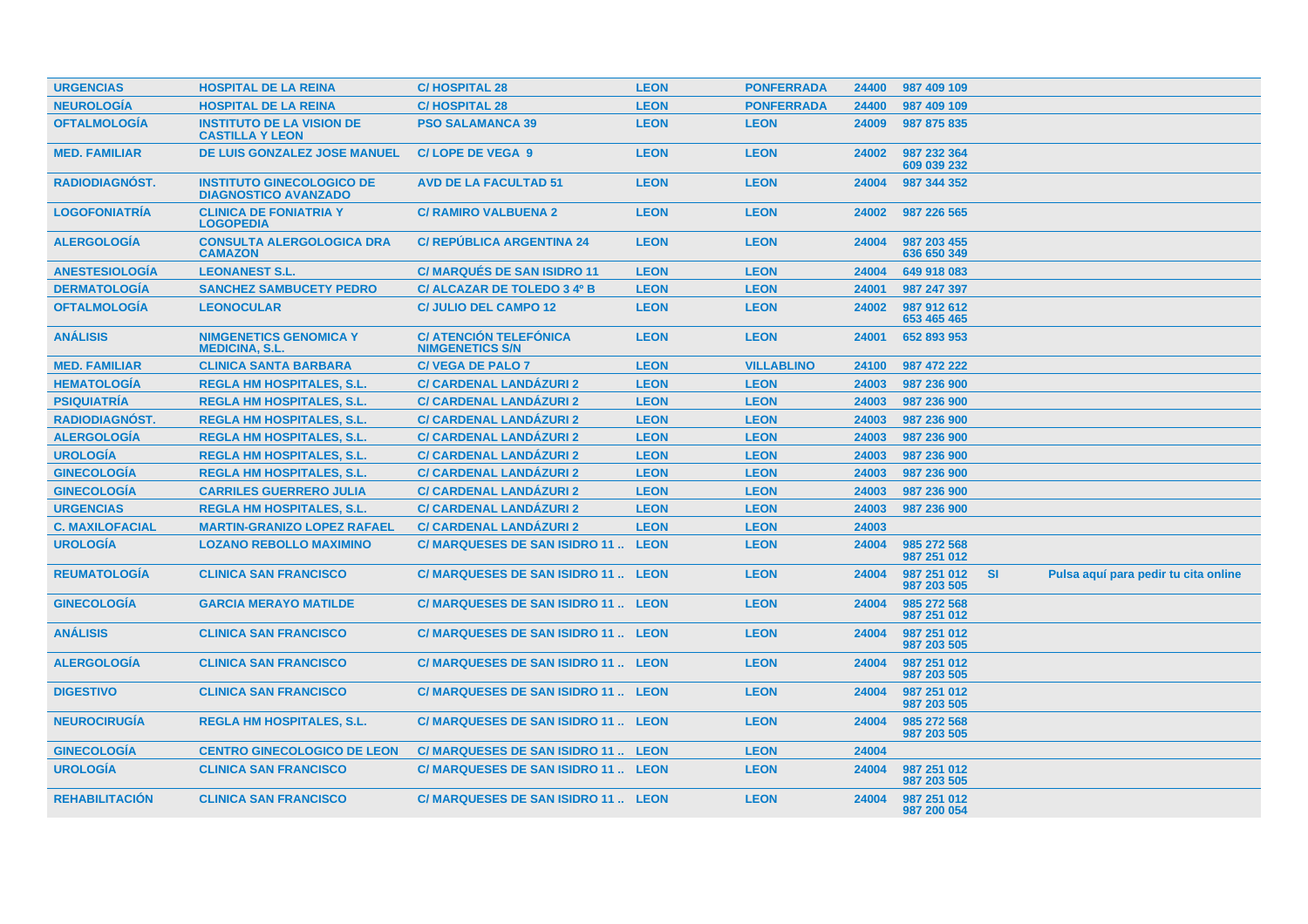| | | | | | | | | |
|---|---|---|---|---|---|---|---|---|
| **URGENCIAS** | **HOSPITAL DE LA REINA** | **C/ HOSPITAL 28** | **LEON** | **PONFERRADA** | **24400** | **987 409 109** | | |
| **NEUROLOGÍA** | **HOSPITAL DE LA REINA** | **C/ HOSPITAL 28** | **LEON** | **PONFERRADA** | **24400** | **987 409 109** | | |
| **OFTALMOLOGÍA** | **INSTITUTO DE LA VISION DE CASTILLA Y LEON** | **PSO SALAMANCA 39** | **LEON** | **LEON** | **24009** | **987 875 835** | | |
| **MED. FAMILIAR** | **DE LUIS GONZALEZ JOSE MANUEL** | **C/ LOPE DE VEGA 9** | **LEON** | **LEON** | **24002** | **987 232 364 609 039 232** | | |
| **RADIODIAGNÓST.** | **INSTITUTO GINECOLOGICO DE DIAGNOSTICO AVANZADO** | **AVD DE LA FACULTAD 51** | **LEON** | **LEON** | **24004** | **987 344 352** | | |
| **LOGOFONIATRÍA** | **CLINICA DE FONIATRIA Y LOGOPEDIA** | **C/ RAMIRO VALBUENA 2** | **LEON** | **LEON** | **24002** | **987 226 565** | | |
| **ALERGOLOGÍA** | **CONSULTA ALERGOLOGICA DRA CAMAZON** | **C/ REPÚBLICA ARGENTINA 24** | **LEON** | **LEON** | **24004** | **987 203 455 636 650 349** | | |
| **ANESTESIOLOGÍA** | **LEONANEST S.L.** | **C/ MARQUÉS DE SAN ISIDRO 11** | **LEON** | **LEON** | **24004** | **649 918 083** | | |
| **DERMATOLOGÍA** | **SANCHEZ SAMBUCETY PEDRO** | **C/ ALCAZAR DE TOLEDO 3 4º B** | **LEON** | **LEON** | **24001** | **987 247 397** | | |
| **OFTALMOLOGÍA** | **LEONOCULAR** | **C/ JULIO DEL CAMPO 12** | **LEON** | **LEON** | **24002** | **987 912 612 653 465 465** | | |
| **ANÁLISIS** | **NIMGENETICS GENOMICA Y MEDICINA, S.L.** | **C/ ATENCIÓN TELEFÓNICA NIMGENETICS S/N** | **LEON** | **LEON** | **24001** | **652 893 953** | | |
| **MED. FAMILIAR** | **CLINICA SANTA BARBARA** | **C/ VEGA DE PALO 7** | **LEON** | **VILLABLINO** | **24100** | **987 472 222** | | |
| **HEMATOLOGÍA** | **REGLA HM HOSPITALES, S.L.** | **C/ CARDENAL LANDÁZURI 2** | **LEON** | **LEON** | **24003** | **987 236 900** | | |
| **PSIQUIATRÍA** | **REGLA HM HOSPITALES, S.L.** | **C/ CARDENAL LANDÁZURI 2** | **LEON** | **LEON** | **24003** | **987 236 900** | | |
| **RADIODIAGNÓST.** | **REGLA HM HOSPITALES, S.L.** | **C/ CARDENAL LANDÁZURI 2** | **LEON** | **LEON** | **24003** | **987 236 900** | | |
| **ALERGOLOGÍA** | **REGLA HM HOSPITALES, S.L.** | **C/ CARDENAL LANDÁZURI 2** | **LEON** | **LEON** | **24003** | **987 236 900** | | |
| **UROLOGÍA** | **REGLA HM HOSPITALES, S.L.** | **C/ CARDENAL LANDÁZURI 2** | **LEON** | **LEON** | **24003** | **987 236 900** | | |
| **GINECOLOGÍA** | **REGLA HM HOSPITALES, S.L.** | **C/ CARDENAL LANDÁZURI 2** | **LEON** | **LEON** | **24003** | **987 236 900** | | |
| **GINECOLOGÍA** | **CARRILES GUERRERO JULIA** | **C/ CARDENAL LANDÁZURI 2** | **LEON** | **LEON** | **24003** | **987 236 900** | | |
| **URGENCIAS** | **REGLA HM HOSPITALES, S.L.** | **C/ CARDENAL LANDÁZURI 2** | **LEON** | **LEON** | **24003** | **987 236 900** | | |
| **C. MAXILOFACIAL** | **MARTIN-GRANIZO LOPEZ RAFAEL** | **C/ CARDENAL LANDÁZURI 2** | **LEON** | **LEON** | **24003** | | | |
| **UROLOGÍA** | **LOZANO REBOLLO MAXIMINO** | **C/ MARQUESES DE SAN ISIDRO 11 ..** | **LEON** | **LEON** | **24004** | **985 272 568 987 251 012** | | |
| **REUMATOLOGÍA** | **CLINICA SAN FRANCISCO** | **C/ MARQUESES DE SAN ISIDRO 11 ..** | **LEON** | **LEON** | **24004** | **987 251 012 987 203 505** | **SI** | **Pulsa aquí para pedir tu cita online** |
| **GINECOLOGÍA** | **GARCIA MERAYO MATILDE** | **C/ MARQUESES DE SAN ISIDRO 11 ..** | **LEON** | **LEON** | **24004** | **985 272 568 987 251 012** | | |
| **ANÁLISIS** | **CLINICA SAN FRANCISCO** | **C/ MARQUESES DE SAN ISIDRO 11 ..** | **LEON** | **LEON** | **24004** | **987 251 012 987 203 505** | | |
| **ALERGOLOGÍA** | **CLINICA SAN FRANCISCO** | **C/ MARQUESES DE SAN ISIDRO 11 ..** | **LEON** | **LEON** | **24004** | **987 251 012 987 203 505** | | |
| **DIGESTIVO** | **CLINICA SAN FRANCISCO** | **C/ MARQUESES DE SAN ISIDRO 11 ..** | **LEON** | **LEON** | **24004** | **987 251 012 987 203 505** | | |
| **NEUROCIRUGÍA** | **REGLA HM HOSPITALES, S.L.** | **C/ MARQUESES DE SAN ISIDRO 11 ..** | **LEON** | **LEON** | **24004** | **985 272 568 987 203 505** | | |
| **GINECOLOGÍA** | **CENTRO GINECOLOGICO DE LEON** | **C/ MARQUESES DE SAN ISIDRO 11 ..** | **LEON** | **LEON** | **24004** | | | |
| **UROLOGÍA** | **CLINICA SAN FRANCISCO** | **C/ MARQUESES DE SAN ISIDRO 11 ..** | **LEON** | **LEON** | **24004** | **987 251 012 987 203 505** | | |
| **REHABILITACIÓN** | **CLINICA SAN FRANCISCO** | **C/ MARQUESES DE SAN ISIDRO 11 ..** | **LEON** | **LEON** | **24004** | **987 251 012 987 200 054** | | |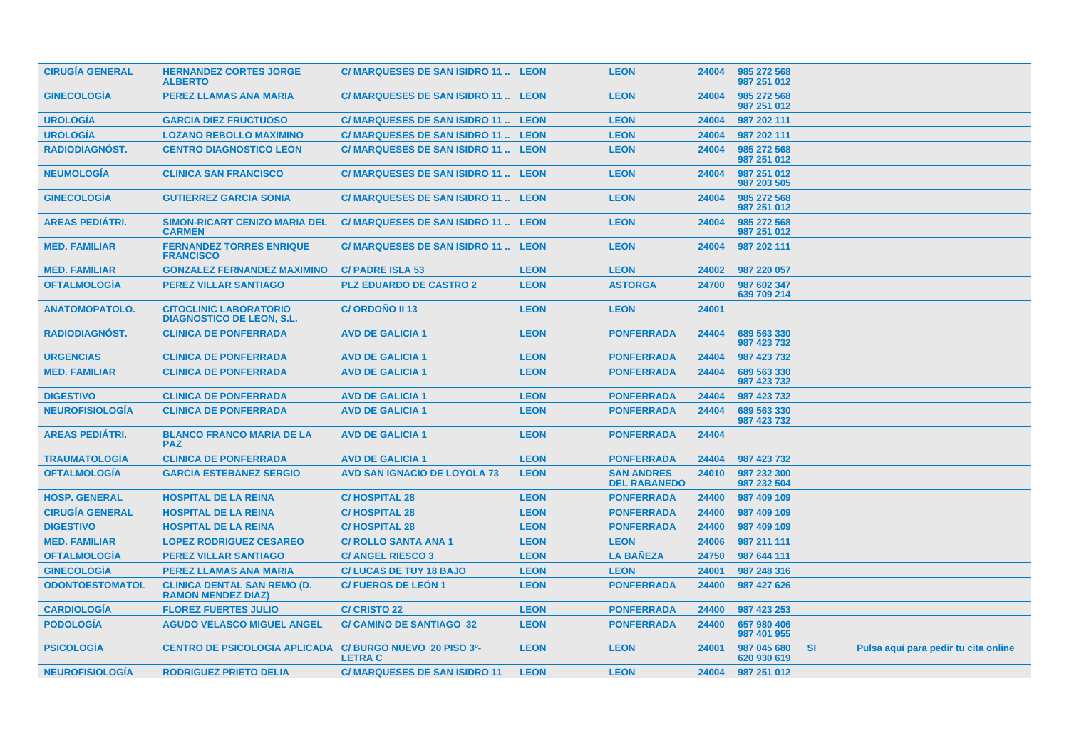| | | | | | | | | |
|---|---|---|---|---|---|---|---|---|
| **CIRUGÍA GENERAL** | **HERNANDEZ CORTES JORGE ALBERTO** | **C/ MARQUESES DE SAN ISIDRO 11 ..** | **LEON** | **LEON** | **24004** | **985 272 568 987 251 012** | | |
| **GINECOLOGÍA** | **PEREZ LLAMAS ANA MARIA** | **C/ MARQUESES DE SAN ISIDRO 11 ..** | **LEON** | **LEON** | **24004** | **985 272 568 987 251 012** | | |
| **UROLOGÍA** | **GARCIA DIEZ FRUCTUOSO** | **C/ MARQUESES DE SAN ISIDRO 11 ..** | **LEON** | **LEON** | **24004** | **987 202 111** | | |
| **UROLOGÍA** | **LOZANO REBOLLO MAXIMINO** | **C/ MARQUESES DE SAN ISIDRO 11 ..** | **LEON** | **LEON** | **24004** | **987 202 111** | | |
| **RADIODIAGNÓST.** | **CENTRO DIAGNOSTICO LEON** | **C/ MARQUESES DE SAN ISIDRO 11 ..** | **LEON** | **LEON** | **24004** | **985 272 568 987 251 012** | | |
| **NEUMOLOGÍA** | **CLINICA SAN FRANCISCO** | **C/ MARQUESES DE SAN ISIDRO 11 ..** | **LEON** | **LEON** | **24004** | **987 251 012 987 203 505** | | |
| **GINECOLOGÍA** | **GUTIERREZ GARCIA SONIA** | **C/ MARQUESES DE SAN ISIDRO 11 ..** | **LEON** | **LEON** | **24004** | **985 272 568 987 251 012** | | |
| **AREAS PEDIÁTRI.** | **SIMON-RICART CENIZO MARIA DEL CARMEN** | **C/ MARQUESES DE SAN ISIDRO 11 ..** | **LEON** | **LEON** | **24004** | **985 272 568 987 251 012** | | |
| **MED. FAMILIAR** | **FERNANDEZ TORRES ENRIQUE FRANCISCO** | **C/ MARQUESES DE SAN ISIDRO 11 ..** | **LEON** | **LEON** | **24004** | **987 202 111** | | |
| **MED. FAMILIAR** | **GONZALEZ FERNANDEZ MAXIMINO** | **C/ PADRE ISLA 53** | **LEON** | **LEON** | **24002** | **987 220 057** | | |
| **OFTALMOLOGÍA** | **PEREZ VILLAR SANTIAGO** | **PLZ EDUARDO DE CASTRO 2** | **LEON** | **ASTORGA** | **24700** | **987 602 347 639 709 214** | | |
| **ANATOMOPATOLO.** | **CITOCLINIC LABORATORIO DIAGNOSTICO DE LEON, S.L.** | **C/ ORDOÑO II 13** | **LEON** | **LEON** | **24001** | | | |
| **RADIODIAGNÓST.** | **CLINICA DE PONFERRADA** | **AVD DE GALICIA 1** | **LEON** | **PONFERRADA** | **24404** | **689 563 330 987 423 732** | | |
| **URGENCIAS** | **CLINICA DE PONFERRADA** | **AVD DE GALICIA 1** | **LEON** | **PONFERRADA** | **24404** | **987 423 732** | | |
| **MED. FAMILIAR** | **CLINICA DE PONFERRADA** | **AVD DE GALICIA 1** | **LEON** | **PONFERRADA** | **24404** | **689 563 330 987 423 732** | | |
| **DIGESTIVO** | **CLINICA DE PONFERRADA** | **AVD DE GALICIA 1** | **LEON** | **PONFERRADA** | **24404** | **987 423 732** | | |
| **NEUROFISIOLOGÍA** | **CLINICA DE PONFERRADA** | **AVD DE GALICIA 1** | **LEON** | **PONFERRADA** | **24404** | **689 563 330 987 423 732** | | |
| **AREAS PEDIÁTRI.** | **BLANCO FRANCO MARIA DE LA PAZ** | **AVD DE GALICIA 1** | **LEON** | **PONFERRADA** | **24404** | | | |
| **TRAUMATOLOGÍA** | **CLINICA DE PONFERRADA** | **AVD DE GALICIA 1** | **LEON** | **PONFERRADA** | **24404** | **987 423 732** | | |
| **OFTALMOLOGÍA** | **GARCIA ESTEBANEZ SERGIO** | **AVD SAN IGNACIO DE LOYOLA 73** | **LEON** | **SAN ANDRES DEL RABANEDO** | **24010** | **987 232 300 987 232 504** | | |
| **HOSP. GENERAL** | **HOSPITAL DE LA REINA** | **C/ HOSPITAL 28** | **LEON** | **PONFERRADA** | **24400** | **987 409 109** | | |
| **CIRUGÍA GENERAL** | **HOSPITAL DE LA REINA** | **C/ HOSPITAL 28** | **LEON** | **PONFERRADA** | **24400** | **987 409 109** | | |
| **DIGESTIVO** | **HOSPITAL DE LA REINA** | **C/ HOSPITAL 28** | **LEON** | **PONFERRADA** | **24400** | **987 409 109** | | |
| **MED. FAMILIAR** | **LOPEZ RODRIGUEZ CESAREO** | **C/ ROLLO SANTA ANA 1** | **LEON** | **LEON** | **24006** | **987 211 111** | | |
| **OFTALMOLOGÍA** | **PEREZ VILLAR SANTIAGO** | **C/ ANGEL RIESCO 3** | **LEON** | **LA BAÑEZA** | **24750** | **987 644 111** | | |
| **GINECOLOGÍA** | **PEREZ LLAMAS ANA MARIA** | **C/ LUCAS DE TUY 18 BAJO** | **LEON** | **LEON** | **24001** | **987 248 316** | | |
| **ODONTOESTOMATOL** | **CLINICA DENTAL SAN REMO (D. RAMON MENDEZ DIAZ)** | **C/ FUEROS DE LEÓN 1** | **LEON** | **PONFERRADA** | **24400** | **987 427 626** | | |
| **CARDIOLOGÍA** | **FLOREZ FUERTES JULIO** | **C/ CRISTO 22** | **LEON** | **PONFERRADA** | **24400** | **987 423 253** | | |
| **PODOLOGÍA** | **AGUDO VELASCO MIGUEL ANGEL** | **C/ CAMINO DE SANTIAGO 32** | **LEON** | **PONFERRADA** | **24400** | **657 980 406 987 401 955** | | |
| **PSICOLOGÍA** | **CENTRO DE PSICOLOGIA APLICADA** | **C/ BURGO NUEVO 20 PISO 3º- LETRA C** | **LEON** | **LEON** | **24001** | **987 045 680 620 930 619** | **SI** | **Pulsa aquí para pedir tu cita online** |
| **NEUROFISIOLOGÍA** | **RODRIGUEZ PRIETO DELIA** | **C/ MARQUESES DE SAN ISIDRO 11** | **LEON** | **LEON** | **24004** | **987 251 012** | | |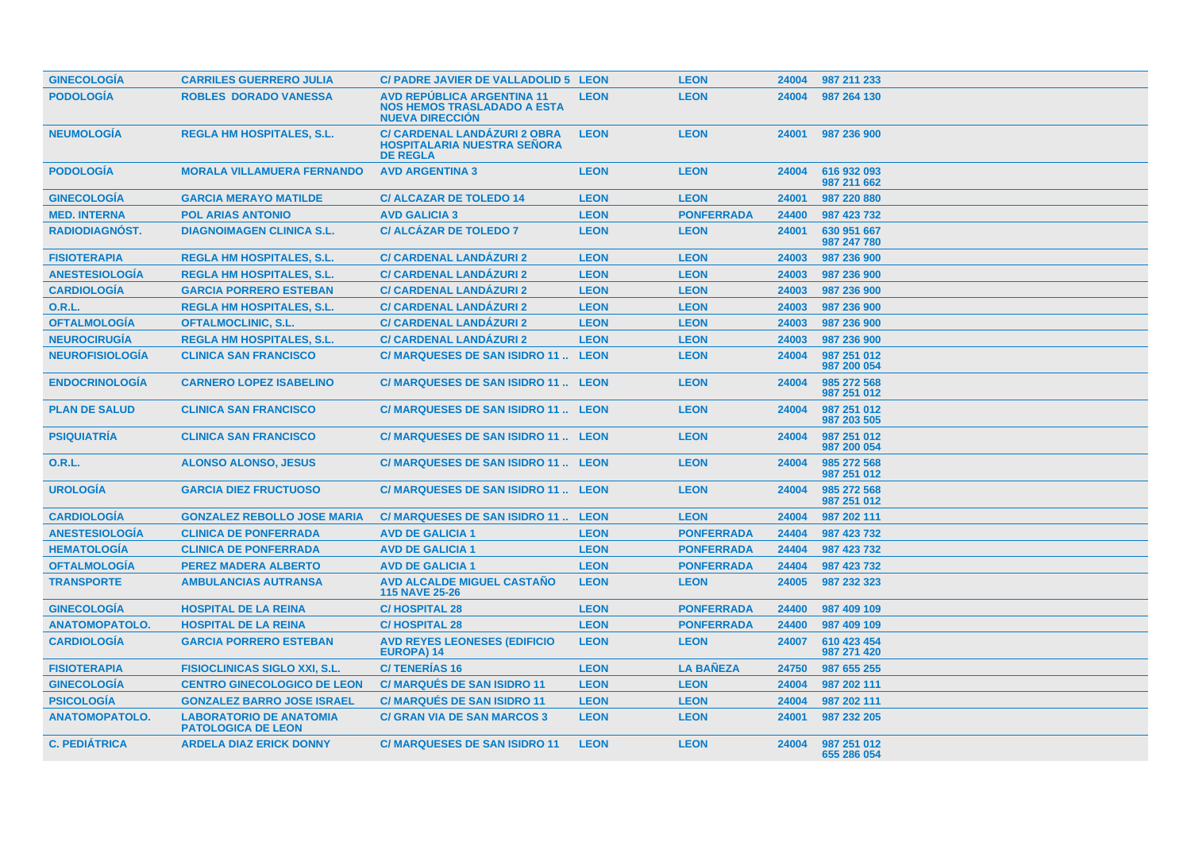| | | | | | | |
|---|---|---|---|---|---|---|
| **GINECOLOGÍA** | **CARRILES GUERRERO JULIA** | **C/ PADRE JAVIER DE VALLADOLID 5** | **LEON** | **LEON** | **24004** | **987 211 233** |
| **PODOLOGÍA** | **ROBLES DORADO VANESSA** | **AVD REPÚBLICA ARGENTINA 11 NOS HEMOS TRASLADADO A ESTA NUEVA DIRECCIÓN** | **LEON** | **LEON** | **24004** | **987 264 130** |
| **NEUMOLOGÍA** | **REGLA HM HOSPITALES, S.L.** | **C/ CARDENAL LANDÁZURI 2 OBRA HOSPITALARIA NUESTRA SEÑORA DE REGLA** | **LEON** | **LEON** | **24001** | **987 236 900** |
| **PODOLOGÍA** | **MORALA VILLAMUERA FERNANDO** | **AVD ARGENTINA 3** | **LEON** | **LEON** | **24004** | **616 932 093 987 211 662** |
| **GINECOLOGÍA** | **GARCIA MERAYO MATILDE** | **C/ ALCAZAR DE TOLEDO 14** | **LEON** | **LEON** | **24001** | **987 220 880** |
| **MED. INTERNA** | **POL ARIAS ANTONIO** | **AVD GALICIA 3** | **LEON** | **PONFERRADA** | **24400** | **987 423 732** |
| **RADIODIAGNÓST.** | **DIAGNOIMAGEN CLINICA S.L.** | **C/ ALCÁZAR DE TOLEDO 7** | **LEON** | **LEON** | **24001** | **630 951 667 987 247 780** |
| **FISIOTERAPIA** | **REGLA HM HOSPITALES, S.L.** | **C/ CARDENAL LANDÁZURI 2** | **LEON** | **LEON** | **24003** | **987 236 900** |
| **ANESTESIOLOGÍA** | **REGLA HM HOSPITALES, S.L.** | **C/ CARDENAL LANDÁZURI 2** | **LEON** | **LEON** | **24003** | **987 236 900** |
| **CARDIOLOGÍA** | **GARCIA PORRERO ESTEBAN** | **C/ CARDENAL LANDÁZURI 2** | **LEON** | **LEON** | **24003** | **987 236 900** |
| **O.R.L.** | **REGLA HM HOSPITALES, S.L.** | **C/ CARDENAL LANDÁZURI 2** | **LEON** | **LEON** | **24003** | **987 236 900** |
| **OFTALMOLOGÍA** | **OFTALMOCLINIC, S.L.** | **C/ CARDENAL LANDÁZURI 2** | **LEON** | **LEON** | **24003** | **987 236 900** |
| **NEUROCIRUGÍA** | **REGLA HM HOSPITALES, S.L.** | **C/ CARDENAL LANDÁZURI 2** | **LEON** | **LEON** | **24003** | **987 236 900** |
| **NEUROFISIOLOGÍA** | **CLINICA SAN FRANCISCO** | **C/ MARQUESES DE SAN ISIDRO 11 ..** | **LEON** | **LEON** | **24004** | **987 251 012 987 200 054** |
| **ENDOCRINOLOGÍA** | **CARNERO LOPEZ ISABELINO** | **C/ MARQUESES DE SAN ISIDRO 11 ..** | **LEON** | **LEON** | **24004** | **985 272 568 987 251 012** |
| **PLAN DE SALUD** | **CLINICA SAN FRANCISCO** | **C/ MARQUESES DE SAN ISIDRO 11 ..** | **LEON** | **LEON** | **24004** | **987 251 012 987 203 505** |
| **PSIQUIATRÍA** | **CLINICA SAN FRANCISCO** | **C/ MARQUESES DE SAN ISIDRO 11 ..** | **LEON** | **LEON** | **24004** | **987 251 012 987 200 054** |
| **O.R.L.** | **ALONSO ALONSO, JESUS** | **C/ MARQUESES DE SAN ISIDRO 11 ..** | **LEON** | **LEON** | **24004** | **985 272 568 987 251 012** |
| **UROLOGÍA** | **GARCIA DIEZ FRUCTUOSO** | **C/ MARQUESES DE SAN ISIDRO 11 ..** | **LEON** | **LEON** | **24004** | **985 272 568 987 251 012** |
| **CARDIOLOGÍA** | **GONZALEZ REBOLLO JOSE MARIA** | **C/ MARQUESES DE SAN ISIDRO 11 ..** | **LEON** | **LEON** | **24004** | **987 202 111** |
| **ANESTESIOLOGÍA** | **CLINICA DE PONFERRADA** | **AVD DE GALICIA 1** | **LEON** | **PONFERRADA** | **24404** | **987 423 732** |
| **HEMATOLOGÍA** | **CLINICA DE PONFERRADA** | **AVD DE GALICIA 1** | **LEON** | **PONFERRADA** | **24404** | **987 423 732** |
| **OFTALMOLOGÍA** | **PEREZ MADERA ALBERTO** | **AVD DE GALICIA 1** | **LEON** | **PONFERRADA** | **24404** | **987 423 732** |
| **TRANSPORTE** | **AMBULANCIAS AUTRANSA** | **AVD ALCALDE MIGUEL CASTAÑO 115 NAVE 25-26** | **LEON** | **LEON** | **24005** | **987 232 323** |
| **GINECOLOGÍA** | **HOSPITAL DE LA REINA** | **C/ HOSPITAL 28** | **LEON** | **PONFERRADA** | **24400** | **987 409 109** |
| **ANATOMOPATOLO.** | **HOSPITAL DE LA REINA** | **C/ HOSPITAL 28** | **LEON** | **PONFERRADA** | **24400** | **987 409 109** |
| **CARDIOLOGÍA** | **GARCIA PORRERO ESTEBAN** | **AVD REYES LEONESES (EDIFICIO EUROPA) 14** | **LEON** | **LEON** | **24007** | **610 423 454 987 271 420** |
| **FISIOTERAPIA** | **FISIOCLINICAS SIGLO XXI, S.L.** | **C/ TENERÍAS 16** | **LEON** | **LA BAÑEZA** | **24750** | **987 655 255** |
| **GINECOLOGÍA** | **CENTRO GINECOLOGICO DE LEON** | **C/ MARQUÉS DE SAN ISIDRO 11** | **LEON** | **LEON** | **24004** | **987 202 111** |
| **PSICOLOGÍA** | **GONZALEZ BARRO JOSE ISRAEL** | **C/ MARQUÉS DE SAN ISIDRO 11** | **LEON** | **LEON** | **24004** | **987 202 111** |
| **ANATOMOPATOLO.** | **LABORATORIO DE ANATOMIA PATOLOGICA DE LEON** | **C/ GRAN VIA DE SAN MARCOS 3** | **LEON** | **LEON** | **24001** | **987 232 205** |
| **C. PEDIÁTRICA** | **ARDELA DIAZ ERICK DONNY** | **C/ MARQUESES DE SAN ISIDRO 11** | **LEON** | **LEON** | **24004** | **987 251 012 655 286 054** |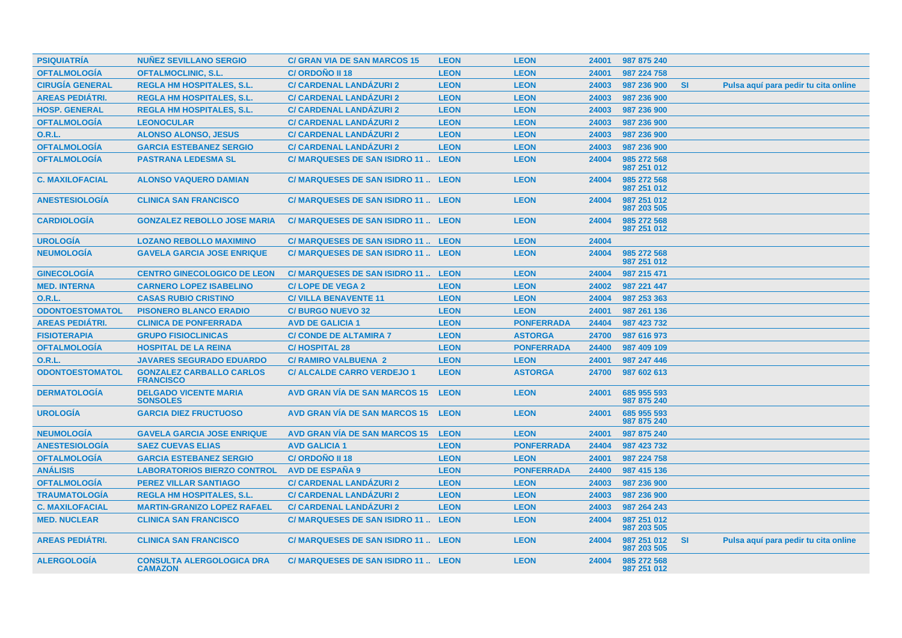| | | | | | | | | | |
|---|---|---|---|---|---|---|---|---|---|
| PSIQUIATRÍA | NUÑEZ SEVILLANO SERGIO | C/ GRAN VIA DE SAN MARCOS 15 | LEON | LEON | 24001 | 987 875 240 | | |
| OFTALMOLOGÍA | OFTALMOCLINIC, S.L. | C/ ORDOÑO II 18 | LEON | LEON | 24001 | 987 224 758 | | |
| CIRUGÍA GENERAL | REGLA HM HOSPITALES, S.L. | C/ CARDENAL LANDÁZURI 2 | LEON | LEON | 24003 | 987 236 900 | SI | Pulsa aquí para pedir tu cita online |
| AREAS PEDIÁTRI. | REGLA HM HOSPITALES, S.L. | C/ CARDENAL LANDÁZURI 2 | LEON | LEON | 24003 | 987 236 900 | | |
| HOSP. GENERAL | REGLA HM HOSPITALES, S.L. | C/ CARDENAL LANDÁZURI 2 | LEON | LEON | 24003 | 987 236 900 | | |
| OFTALMOLOGÍA | LEONOCULAR | C/ CARDENAL LANDÁZURI 2 | LEON | LEON | 24003 | 987 236 900 | | |
| O.R.L. | ALONSO ALONSO, JESUS | C/ CARDENAL LANDÁZURI 2 | LEON | LEON | 24003 | 987 236 900 | | |
| OFTALMOLOGÍA | GARCIA ESTEBANEZ SERGIO | C/ CARDENAL LANDÁZURI 2 | LEON | LEON | 24003 | 987 236 900 | | |
| OFTALMOLOGÍA | PASTRANA LEDESMA SL | C/ MARQUESES DE SAN ISIDRO 11 .. | LEON | LEON | 24004 | 985 272 568 987 251 012 | | |
| C. MAXILOFACIAL | ALONSO VAQUERO DAMIAN | C/ MARQUESES DE SAN ISIDRO 11 .. | LEON | LEON | 24004 | 985 272 568 987 251 012 | | |
| ANESTESIOLOGÍA | CLINICA SAN FRANCISCO | C/ MARQUESES DE SAN ISIDRO 11 .. | LEON | LEON | 24004 | 987 251 012 987 203 505 | | |
| CARDIOLOGÍA | GONZALEZ REBOLLO JOSE MARIA | C/ MARQUESES DE SAN ISIDRO 11 .. | LEON | LEON | 24004 | 985 272 568 987 251 012 | | |
| UROLOGÍA | LOZANO REBOLLO MAXIMINO | C/ MARQUESES DE SAN ISIDRO 11 .. | LEON | LEON | 24004 | | | |
| NEUMOLOGÍA | GAVELA GARCIA JOSE ENRIQUE | C/ MARQUESES DE SAN ISIDRO 11 .. | LEON | LEON | 24004 | 985 272 568 987 251 012 | | |
| GINECOLOGÍA | CENTRO GINECOLOGICO DE LEON | C/ MARQUESES DE SAN ISIDRO 11 .. | LEON | LEON | 24004 | 987 215 471 | | |
| MED. INTERNA | CARNERO LOPEZ ISABELINO | C/ LOPE DE VEGA 2 | LEON | LEON | 24002 | 987 221 447 | | |
| O.R.L. | CASAS RUBIO CRISTINO | C/ VILLA BENAVENTE 11 | LEON | LEON | 24004 | 987 253 363 | | |
| ODONTOESTOMATOL | PISONERO BLANCO ERADIO | C/ BURGO NUEVO 32 | LEON | LEON | 24001 | 987 261 136 | | |
| AREAS PEDIÁTRI. | CLINICA DE PONFERRADA | AVD DE GALICIA 1 | LEON | PONFERRADA | 24404 | 987 423 732 | | |
| FISIOTERAPIA | GRUPO FISIOCLINICAS | C/ CONDE DE ALTAMIRA 7 | LEON | ASTORGA | 24700 | 987 616 973 | | |
| OFTALMOLOGÍA | HOSPITAL DE LA REINA | C/ HOSPITAL 28 | LEON | PONFERRADA | 24400 | 987 409 109 | | |
| O.R.L. | JAVARES SEGURADO EDUARDO | C/ RAMIRO VALBUENA 2 | LEON | LEON | 24001 | 987 247 446 | | |
| ODONTOESTOMATOL | GONZALEZ CARBALLO CARLOS FRANCISCO | C/ ALCALDE CARRO VERDEJO 1 | LEON | ASTORGA | 24700 | 987 602 613 | | |
| DERMATOLOGÍA | DELGADO VICENTE MARIA SONSOLES | AVD GRAN VÍA DE SAN MARCOS 15 | LEON | LEON | 24001 | 685 955 593 987 875 240 | | |
| UROLOGÍA | GARCIA DIEZ FRUCTUOSO | AVD GRAN VÍA DE SAN MARCOS 15 | LEON | LEON | 24001 | 685 955 593 987 875 240 | | |
| NEUMOLOGÍA | GAVELA GARCIA JOSE ENRIQUE | AVD GRAN VÍA DE SAN MARCOS 15 | LEON | LEON | 24001 | 987 875 240 | | |
| ANESTESIOLOGÍA | SAEZ CUEVAS ELIAS | AVD GALICIA 1 | LEON | PONFERRADA | 24404 | 987 423 732 | | |
| OFTALMOLOGÍA | GARCIA ESTEBANEZ SERGIO | C/ ORDOÑO II 18 | LEON | LEON | 24001 | 987 224 758 | | |
| ANÁLISIS | LABORATORIOS BIERZO CONTROL | AVD DE ESPAÑA 9 | LEON | PONFERRADA | 24400 | 987 415 136 | | |
| OFTALMOLOGÍA | PEREZ VILLAR SANTIAGO | C/ CARDENAL LANDÁZURI 2 | LEON | LEON | 24003 | 987 236 900 | | |
| TRAUMATOLOGÍA | REGLA HM HOSPITALES, S.L. | C/ CARDENAL LANDÁZURI 2 | LEON | LEON | 24003 | 987 236 900 | | |
| C. MAXILOFACIAL | MARTIN-GRANIZO LOPEZ RAFAEL | C/ CARDENAL LANDÁZURI 2 | LEON | LEON | 24003 | 987 264 243 | | |
| MED. NUCLEAR | CLINICA SAN FRANCISCO | C/ MARQUESES DE SAN ISIDRO 11 .. | LEON | LEON | 24004 | 987 251 012 987 203 505 | | |
| AREAS PEDIÁTRI. | CLINICA SAN FRANCISCO | C/ MARQUESES DE SAN ISIDRO 11 .. | LEON | LEON | 24004 | 987 251 012 987 203 505 | SI | Pulsa aquí para pedir tu cita online |
| ALERGOLOGÍA | CONSULTA ALERGOLOGICA DRA CAMAZON | C/ MARQUESES DE SAN ISIDRO 11 .. | LEON | LEON | 24004 | 985 272 568 987 251 012 | | |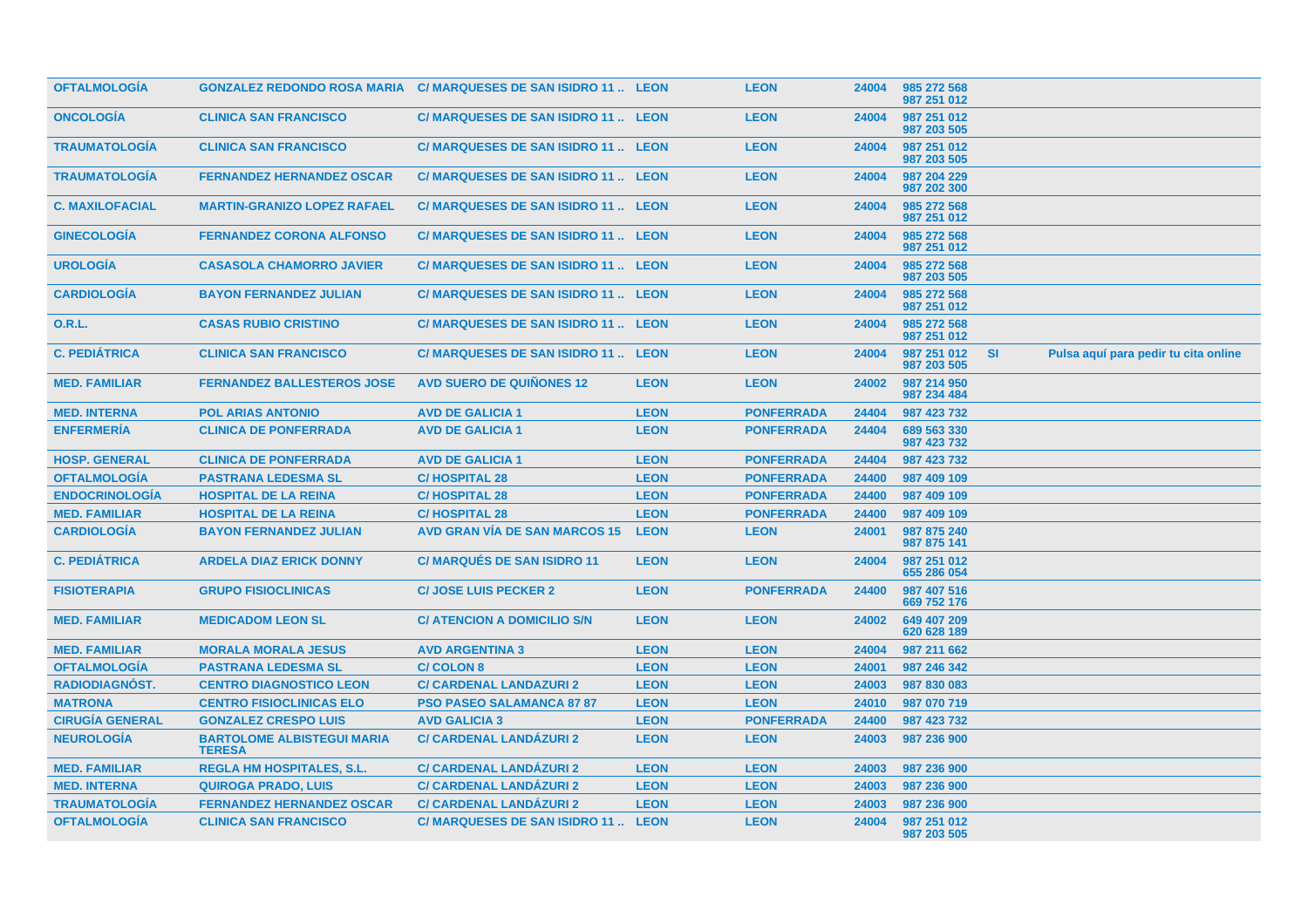| | | | | | | | | |
|---|---|---|---|---|---|---|---|---|
| OFTALMOLOGÍA | GONZALEZ REDONDO ROSA MARIA | C/ MARQUESES DE SAN ISIDRO 11 .. | LEON | LEON | 24004 | 985 272 568<br>987 251 012 | | |
| ONCOLOGÍA | CLINICA SAN FRANCISCO | C/ MARQUESES DE SAN ISIDRO 11 .. | LEON | LEON | 24004 | 987 251 012<br>987 203 505 | | |
| TRAUMATOLOGÍA | CLINICA SAN FRANCISCO | C/ MARQUESES DE SAN ISIDRO 11 .. | LEON | LEON | 24004 | 987 251 012<br>987 203 505 | | |
| TRAUMATOLOGÍA | FERNANDEZ HERNANDEZ OSCAR | C/ MARQUESES DE SAN ISIDRO 11 .. | LEON | LEON | 24004 | 987 204 229<br>987 202 300 | | |
| C. MAXILOFACIAL | MARTIN-GRANIZO LOPEZ RAFAEL | C/ MARQUESES DE SAN ISIDRO 11 .. | LEON | LEON | 24004 | 985 272 568<br>987 251 012 | | |
| GINECOLOGÍA | FERNANDEZ CORONA ALFONSO | C/ MARQUESES DE SAN ISIDRO 11 .. | LEON | LEON | 24004 | 985 272 568<br>987 251 012 | | |
| UROLOGÍA | CASASOLA CHAMORRO JAVIER | C/ MARQUESES DE SAN ISIDRO 11 .. | LEON | LEON | 24004 | 985 272 568<br>987 203 505 | | |
| CARDIOLOGÍA | BAYON FERNANDEZ JULIAN | C/ MARQUESES DE SAN ISIDRO 11 .. | LEON | LEON | 24004 | 985 272 568<br>987 251 012 | | |
| O.R.L. | CASAS RUBIO CRISTINO | C/ MARQUESES DE SAN ISIDRO 11 .. | LEON | LEON | 24004 | 985 272 568<br>987 251 012 | | |
| C. PEDIÁTRICA | CLINICA SAN FRANCISCO | C/ MARQUESES DE SAN ISIDRO 11 .. | LEON | LEON | 24004 | 987 251 012<br>987 203 505 | SI | Pulsa aquí para pedir tu cita online |
| MED. FAMILIAR | FERNANDEZ BALLESTEROS JOSE | AVD SUERO DE QUIÑONES 12 | LEON | LEON | 24002 | 987 214 950<br>987 234 484 | | |
| MED. INTERNA | POL ARIAS ANTONIO | AVD DE GALICIA 1 | LEON | PONFERRADA | 24404 | 987 423 732 | | |
| ENFERMERÍA | CLINICA DE PONFERRADA | AVD DE GALICIA 1 | LEON | PONFERRADA | 24404 | 689 563 330<br>987 423 732 | | |
| HOSP. GENERAL | CLINICA DE PONFERRADA | AVD DE GALICIA 1 | LEON | PONFERRADA | 24404 | 987 423 732 | | |
| OFTALMOLOGÍA | PASTRANA LEDESMA SL | C/ HOSPITAL 28 | LEON | PONFERRADA | 24400 | 987 409 109 | | |
| ENDOCRINOLOGÍA | HOSPITAL DE LA REINA | C/ HOSPITAL 28 | LEON | PONFERRADA | 24400 | 987 409 109 | | |
| MED. FAMILIAR | HOSPITAL DE LA REINA | C/ HOSPITAL 28 | LEON | PONFERRADA | 24400 | 987 409 109 | | |
| CARDIOLOGÍA | BAYON FERNANDEZ JULIAN | AVD GRAN VÍA DE SAN MARCOS 15 | LEON | LEON | 24001 | 987 875 240<br>987 875 141 | | |
| C. PEDIÁTRICA | ARDELA DIAZ ERICK DONNY | C/ MARQUÉS DE SAN ISIDRO 11 | LEON | LEON | 24004 | 987 251 012<br>655 286 054 | | |
| FISIOTERAPIA | GRUPO FISIOCLINICAS | C/ JOSE LUIS PECKER 2 | LEON | PONFERRADA | 24400 | 987 407 516<br>669 752 176 | | |
| MED. FAMILIAR | MEDICADOM LEON SL | C/ ATENCION A DOMICILIO S/N | LEON | LEON | 24002 | 649 407 209<br>620 628 189 | | |
| MED. FAMILIAR | MORALA MORALA JESUS | AVD ARGENTINA 3 | LEON | LEON | 24004 | 987 211 662 | | |
| OFTALMOLOGÍA | PASTRANA LEDESMA SL | C/ COLON 8 | LEON | LEON | 24001 | 987 246 342 | | |
| RADIODIAGNÓST. | CENTRO DIAGNOSTICO LEON | C/ CARDENAL LANDAZURI 2 | LEON | LEON | 24003 | 987 830 083 | | |
| MATRONA | CENTRO FISIOCLINICAS ELO | PSO PASEO SALAMANCA 87 87 | LEON | LEON | 24010 | 987 070 719 | | |
| CIRUGÍA GENERAL | GONZALEZ CRESPO LUIS | AVD GALICIA 3 | LEON | PONFERRADA | 24400 | 987 423 732 | | |
| NEUROLOGÍA | BARTOLOME ALBISTEGUI MARIA TERESA | C/ CARDENAL LANDÁZURI 2 | LEON | LEON | 24003 | 987 236 900 | | |
| MED. FAMILIAR | REGLA HM HOSPITALES, S.L. | C/ CARDENAL LANDÁZURI 2 | LEON | LEON | 24003 | 987 236 900 | | |
| MED. INTERNA | QUIROGA PRADO, LUIS | C/ CARDENAL LANDÁZURI 2 | LEON | LEON | 24003 | 987 236 900 | | |
| TRAUMATOLOGÍA | FERNANDEZ HERNANDEZ OSCAR | C/ CARDENAL LANDÁZURI 2 | LEON | LEON | 24003 | 987 236 900 | | |
| OFTALMOLOGÍA | CLINICA SAN FRANCISCO | C/ MARQUESES DE SAN ISIDRO 11 .. | LEON | LEON | 24004 | 987 251 012<br>987 203 505 | | |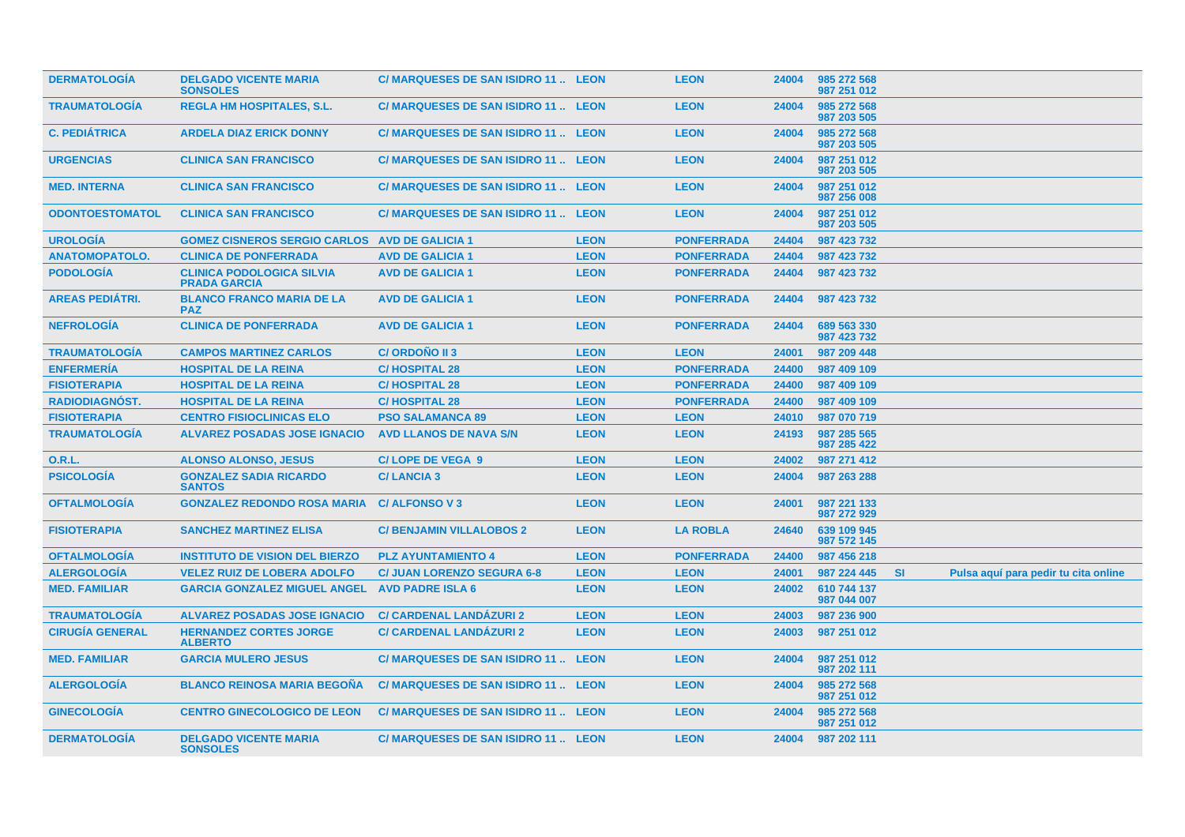| | | | | | | | | |
|---|---|---|---|---|---|---|---|---|
| DERMATOLOGÍA | DELGADO VICENTE MARIA SONSOLES | C/ MARQUESES DE SAN ISIDRO 11 .. | LEON | LEON | 24004 | 985 272 568 987 251 012 | | |
| TRAUMATOLOGÍA | REGLA HM HOSPITALES, S.L. | C/ MARQUESES DE SAN ISIDRO 11 .. | LEON | LEON | 24004 | 985 272 568 987 203 505 | | |
| C. PEDIÁTRICA | ARDELA DIAZ ERICK DONNY | C/ MARQUESES DE SAN ISIDRO 11 .. | LEON | LEON | 24004 | 985 272 568 987 203 505 | | |
| URGENCIAS | CLINICA SAN FRANCISCO | C/ MARQUESES DE SAN ISIDRO 11 .. | LEON | LEON | 24004 | 987 251 012 987 203 505 | | |
| MED. INTERNA | CLINICA SAN FRANCISCO | C/ MARQUESES DE SAN ISIDRO 11 .. | LEON | LEON | 24004 | 987 251 012 987 256 008 | | |
| ODONTOESTOMATOL | CLINICA SAN FRANCISCO | C/ MARQUESES DE SAN ISIDRO 11 .. | LEON | LEON | 24004 | 987 251 012 987 203 505 | | |
| UROLOGÍA | GOMEZ CISNEROS SERGIO CARLOS | AVD DE GALICIA 1 | LEON | PONFERRADA | 24404 | 987 423 732 | | |
| ANATOMOPATOLO. | CLINICA DE PONFERRADA | AVD DE GALICIA 1 | LEON | PONFERRADA | 24404 | 987 423 732 | | |
| PODOLOGÍA | CLINICA PODOLOGICA SILVIA PRADA GARCIA | AVD DE GALICIA 1 | LEON | PONFERRADA | 24404 | 987 423 732 | | |
| AREAS PEDIÁTRI. | BLANCO FRANCO MARIA DE LA PAZ | AVD DE GALICIA 1 | LEON | PONFERRADA | 24404 | 987 423 732 | | |
| NEFROLOGÍA | CLINICA DE PONFERRADA | AVD DE GALICIA 1 | LEON | PONFERRADA | 24404 | 689 563 330 987 423 732 | | |
| TRAUMATOLOGÍA | CAMPOS MARTINEZ CARLOS | C/ ORDOÑO II 3 | LEON | LEON | 24001 | 987 209 448 | | |
| ENFERMERÍA | HOSPITAL DE LA REINA | C/ HOSPITAL 28 | LEON | PONFERRADA | 24400 | 987 409 109 | | |
| FISIOTERAPIA | HOSPITAL DE LA REINA | C/ HOSPITAL 28 | LEON | PONFERRADA | 24400 | 987 409 109 | | |
| RADIODIAGNÓST. | HOSPITAL DE LA REINA | C/ HOSPITAL 28 | LEON | PONFERRADA | 24400 | 987 409 109 | | |
| FISIOTERAPIA | CENTRO FISIOCLINICAS ELO | PSO SALAMANCA 89 | LEON | LEON | 24010 | 987 070 719 | | |
| TRAUMATOLOGÍA | ALVAREZ POSADAS JOSE IGNACIO | AVD LLANOS DE NAVA S/N | LEON | LEON | 24193 | 987 285 565 987 285 422 | | |
| O.R.L. | ALONSO ALONSO, JESUS | C/ LOPE DE VEGA 9 | LEON | LEON | 24002 | 987 271 412 | | |
| PSICOLOGÍA | GONZALEZ SADIA RICARDO SANTOS | C/ LANCIA 3 | LEON | LEON | 24004 | 987 263 288 | | |
| OFTALMOLOGÍA | GONZALEZ REDONDO ROSA MARIA | C/ ALFONSO V 3 | LEON | LEON | 24001 | 987 221 133 987 272 929 | | |
| FISIOTERAPIA | SANCHEZ MARTINEZ ELISA | C/ BENJAMIN VILLALOBOS 2 | LEON | LA ROBLA | 24640 | 639 109 945 987 572 145 | | |
| OFTALMOLOGÍA | INSTITUTO DE VISION DEL BIERZO | PLZ AYUNTAMIENTO 4 | LEON | PONFERRADA | 24400 | 987 456 218 | | |
| ALERGOLOGÍA | VELEZ RUIZ DE LOBERA ADOLFO | C/ JUAN LORENZO SEGURA 6-8 | LEON | LEON | 24001 | 987 224 445 | SI | Pulsa aquí para pedir tu cita online |
| MED. FAMILIAR | GARCIA GONZALEZ MIGUEL ANGEL | AVD PADRE ISLA 6 | LEON | LEON | 24002 | 610 744 137 987 044 007 | | |
| TRAUMATOLOGÍA | ALVAREZ POSADAS JOSE IGNACIO | C/ CARDENAL LANDÁZURI 2 | LEON | LEON | 24003 | 987 236 900 | | |
| CIRUGÍA GENERAL | HERNANDEZ CORTES JORGE ALBERTO | C/ CARDENAL LANDÁZURI 2 | LEON | LEON | 24003 | 987 251 012 | | |
| MED. FAMILIAR | GARCIA MULERO JESUS | C/ MARQUESES DE SAN ISIDRO 11 .. | LEON | LEON | 24004 | 987 251 012 987 202 111 | | |
| ALERGOLOGÍA | BLANCO REINOSA MARIA BEGOÑA | C/ MARQUESES DE SAN ISIDRO 11 .. | LEON | LEON | 24004 | 985 272 568 987 251 012 | | |
| GINECOLOGÍA | CENTRO GINECOLOGICO DE LEON | C/ MARQUESES DE SAN ISIDRO 11 .. | LEON | LEON | 24004 | 985 272 568 987 251 012 | | |
| DERMATOLOGÍA | DELGADO VICENTE MARIA SONSOLES | C/ MARQUESES DE SAN ISIDRO 11 .. | LEON | LEON | 24004 | 987 202 111 | | |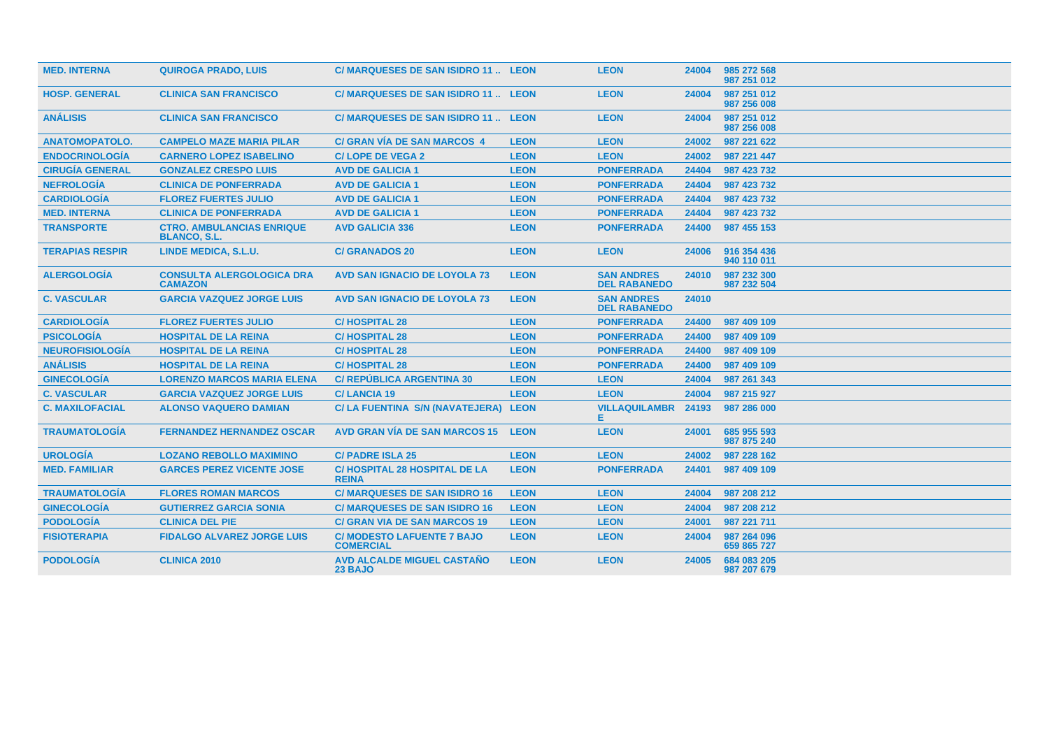| | | | | | | |
|---|---|---|---|---|---|---|
| MED. INTERNA | QUIROGA PRADO, LUIS | C/ MARQUESES DE SAN ISIDRO 11 .. | LEON | LEON | 24004 | 985 272 568 987 251 012 |
| HOSP. GENERAL | CLINICA SAN FRANCISCO | C/ MARQUESES DE SAN ISIDRO 11 .. | LEON | LEON | 24004 | 987 251 012 987 256 008 |
| ANÁLISIS | CLINICA SAN FRANCISCO | C/ MARQUESES DE SAN ISIDRO 11 .. | LEON | LEON | 24004 | 987 251 012 987 256 008 |
| ANATOMOPATOLO. | CAMPELO MAZE MARIA PILAR | C/ GRAN VÍA DE SAN MARCOS 4 | LEON | LEON | 24002 | 987 221 622 |
| ENDOCRINOLOGÍA | CARNERO LOPEZ ISABELINO | C/ LOPE DE VEGA 2 | LEON | LEON | 24002 | 987 221 447 |
| CIRUGÍA GENERAL | GONZALEZ CRESPO LUIS | AVD DE GALICIA 1 | LEON | PONFERRADA | 24404 | 987 423 732 |
| NEFROLOGÍA | CLINICA DE PONFERRADA | AVD DE GALICIA 1 | LEON | PONFERRADA | 24404 | 987 423 732 |
| CARDIOLOGÍA | FLOREZ FUERTES JULIO | AVD DE GALICIA 1 | LEON | PONFERRADA | 24404 | 987 423 732 |
| MED. INTERNA | CLINICA DE PONFERRADA | AVD DE GALICIA 1 | LEON | PONFERRADA | 24404 | 987 423 732 |
| TRANSPORTE | CTRO. AMBULANCIAS ENRIQUE BLANCO, S.L. | AVD GALICIA 336 | LEON | PONFERRADA | 24400 | 987 455 153 |
| TERAPIAS RESPIR | LINDE MEDICA, S.L.U. | C/ GRANADOS 20 | LEON | LEON | 24006 | 916 354 436 940 110 011 |
| ALERGOLOGÍA | CONSULTA ALERGOLOGICA DRA CAMAZON | AVD SAN IGNACIO DE LOYOLA 73 | LEON | SAN ANDRES DEL RABANEDO | 24010 | 987 232 300 987 232 504 |
| C. VASCULAR | GARCIA VAZQUEZ JORGE LUIS | AVD SAN IGNACIO DE LOYOLA 73 | LEON | SAN ANDRES DEL RABANEDO | 24010 | |
| CARDIOLOGÍA | FLOREZ FUERTES JULIO | C/ HOSPITAL 28 | LEON | PONFERRADA | 24400 | 987 409 109 |
| PSICOLOGÍA | HOSPITAL DE LA REINA | C/ HOSPITAL 28 | LEON | PONFERRADA | 24400 | 987 409 109 |
| NEUROFISIOLOGÍA | HOSPITAL DE LA REINA | C/ HOSPITAL 28 | LEON | PONFERRADA | 24400 | 987 409 109 |
| ANÁLISIS | HOSPITAL DE LA REINA | C/ HOSPITAL 28 | LEON | PONFERRADA | 24400 | 987 409 109 |
| GINECOLOGÍA | LORENZO MARCOS MARIA ELENA | C/ REPÚBLICA ARGENTINA 30 | LEON | LEON | 24004 | 987 261 343 |
| C. VASCULAR | GARCIA VAZQUEZ JORGE LUIS | C/ LANCIA 19 | LEON | LEON | 24004 | 987 215 927 |
| C. MAXILOFACIAL | ALONSO VAQUERO DAMIAN | C/ LA FUENTINA S/N (NAVATEJERA) | LEON | VILLAQUILAMBRE | 24193 | 987 286 000 |
| TRAUMATOLOGÍA | FERNANDEZ HERNANDEZ OSCAR | AVD GRAN VÍA DE SAN MARCOS 15 | LEON | LEON | 24001 | 685 955 593 987 875 240 |
| UROLOGÍA | LOZANO REBOLLO MAXIMINO | C/ PADRE ISLA 25 | LEON | LEON | 24002 | 987 228 162 |
| MED. FAMILIAR | GARCES PEREZ VICENTE JOSE | C/ HOSPITAL 28 HOSPITAL DE LA REINA | LEON | PONFERRADA | 24401 | 987 409 109 |
| TRAUMATOLOGÍA | FLORES ROMAN MARCOS | C/ MARQUESES DE SAN ISIDRO 16 | LEON | LEON | 24004 | 987 208 212 |
| GINECOLOGÍA | GUTIERREZ GARCIA SONIA | C/ MARQUESES DE SAN ISIDRO 16 | LEON | LEON | 24004 | 987 208 212 |
| PODOLOGÍA | CLINICA DEL PIE | C/ GRAN VIA DE SAN MARCOS 19 | LEON | LEON | 24001 | 987 221 711 |
| FISIOTERAPIA | FIDALGO ALVAREZ JORGE LUIS | C/ MODESTO LAFUENTE 7 BAJO COMERCIAL | LEON | LEON | 24004 | 987 264 096 659 865 727 |
| PODOLOGÍA | CLINICA 2010 | AVD ALCALDE MIGUEL CASTAÑO 23 BAJO | LEON | LEON | 24005 | 684 083 205 987 207 679 |